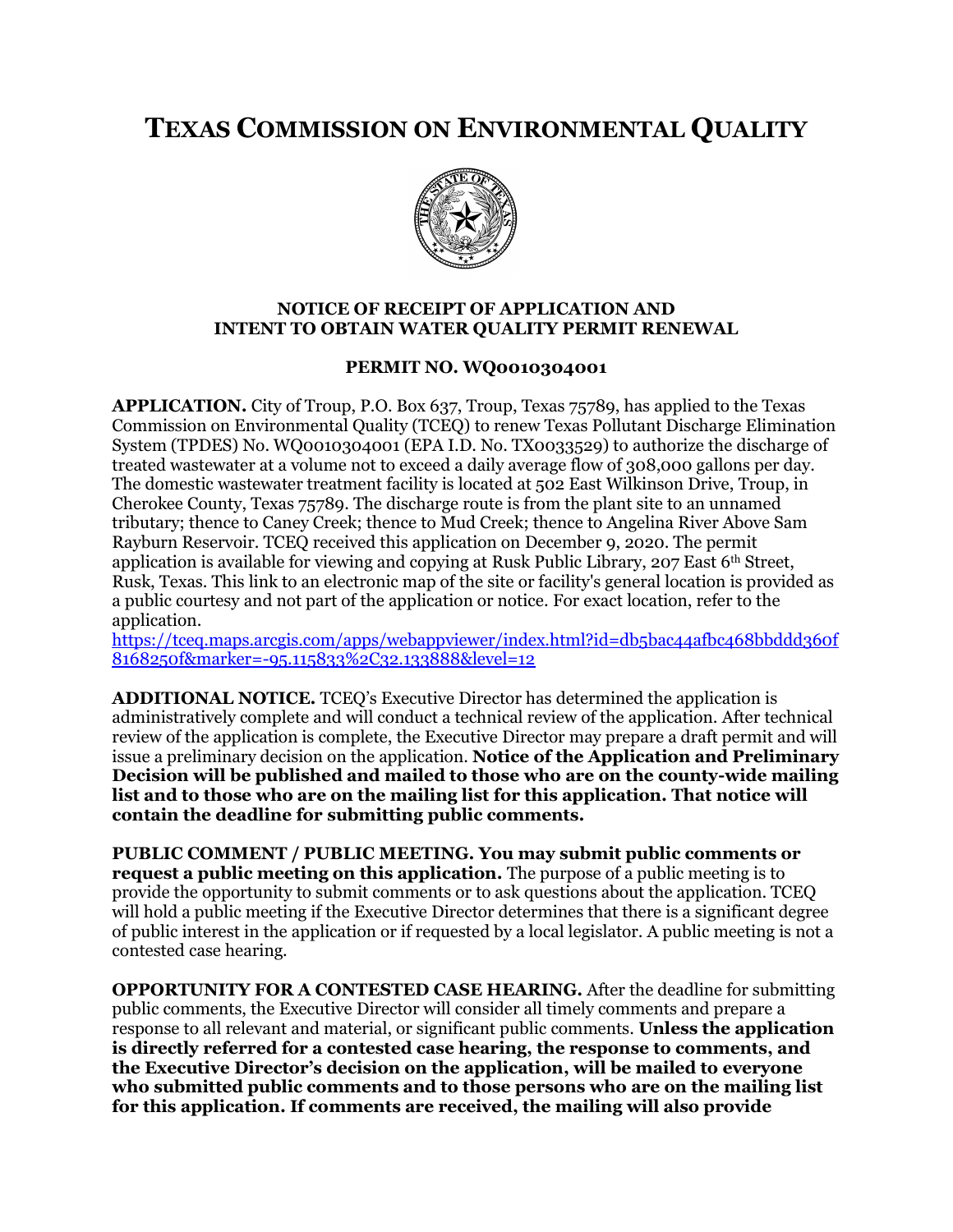# TEXAS COMMISSION ON ENVIRONMENTAL QUALITY

**NOTICE OF RECEIPT OF APPLICATION AND INTENT TO OBTAIN WATER QUALITY PERMIT RENEWAL**

**PERMIT NO. WQ0010304001**

**APPLICATION.** City of Troup, P.O. Box 637, Troup, Texas 75789, has applied to the Texas Commission on Environmental Quality (TCEQ) to renew Texas Pollutant Discharge Elimination System (TPDES) No. WQ0010304001 (EPA I.D. No. TX0033529) to authorize the discharge of treated wastewater at a volume not to exceed a daily average flow of 308,000 gallons per day. The domestic wastewater treatment facility is located at 502 East Wilkinson Drive, Troup, in Cherokee County, Texas 75789. The discharge route is from the plant site to an unnamed tributary; thence to Caney Creek; thence to Mud Creek; thence to Angelina River Above Sam Rayburn Reservoir. TCEQ received this application on December 9, 2020. The permit application is available for viewing and copying at Rusk Public Library, 207 East 6th Street, Rusk, Texas. This link to an electronic map of the site or facility's general location is provided as a public courtesy and not part of the application or notice. For exact location, refer to the application.
https://tceq.maps.arcgis.com/apps/webappviewer/index.html?id=db5bac44afbc468bbddd360f8168250f&marker=-95.115833%2C32.133888&level=12

**ADDITIONAL NOTICE.** TCEQ's Executive Director has determined the application is administratively complete and will conduct a technical review of the application. After technical review of the application is complete, the Executive Director may prepare a draft permit and will issue a preliminary decision on the application. **Notice of the Application and Preliminary Decision will be published and mailed to those who are on the county-wide mailing list and to those who are on the mailing list for this application. That notice will contain the deadline for submitting public comments.**

**PUBLIC COMMENT / PUBLIC MEETING. You may submit public comments or request a public meeting on this application.** The purpose of a public meeting is to provide the opportunity to submit comments or to ask questions about the application. TCEQ will hold a public meeting if the Executive Director determines that there is a significant degree of public interest in the application or if requested by a local legislator. A public meeting is not a contested case hearing.

**OPPORTUNITY FOR A CONTESTED CASE HEARING.** After the deadline for submitting public comments, the Executive Director will consider all timely comments and prepare a response to all relevant and material, or significant public comments. **Unless the application is directly referred for a contested case hearing, the response to comments, and the Executive Director's decision on the application, will be mailed to everyone who submitted public comments and to those persons who are on the mailing list for this application. If comments are received, the mailing will also provide**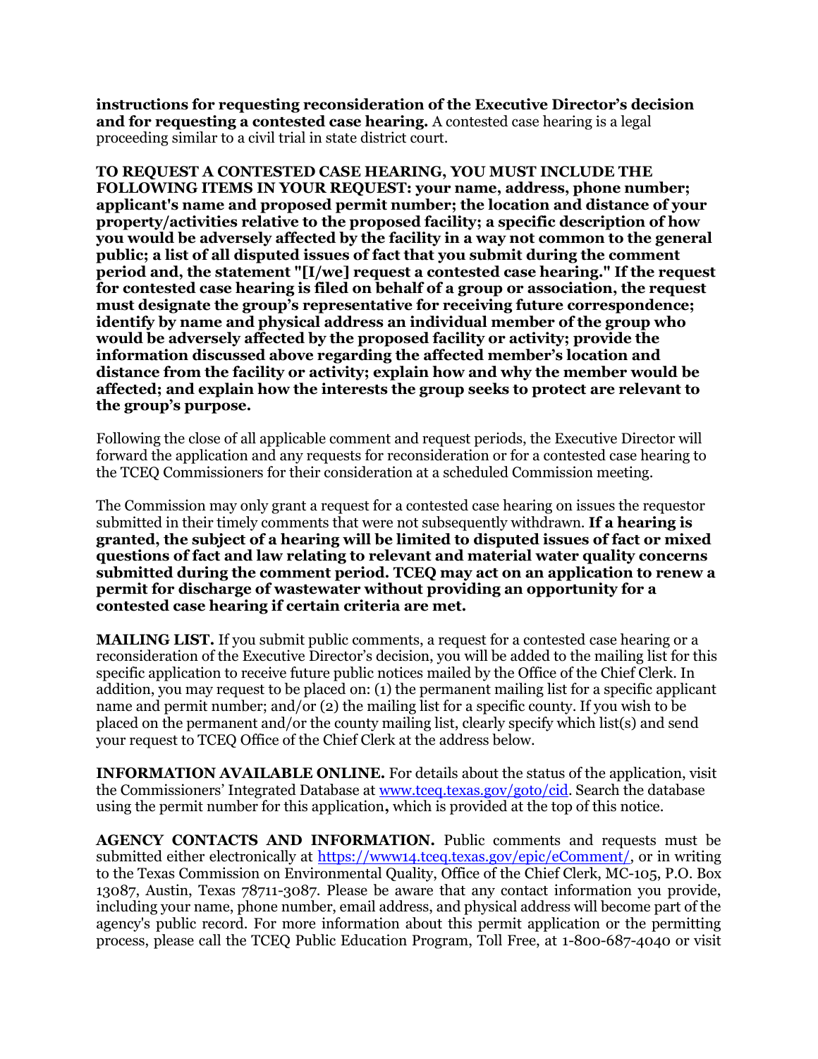**instructions for requesting reconsideration of the Executive Director's decision and for requesting a contested case hearing.** A contested case hearing is a legal proceeding similar to a civil trial in state district court.

**TO REQUEST A CONTESTED CASE HEARING, YOU MUST INCLUDE THE FOLLOWING ITEMS IN YOUR REQUEST: your name, address, phone number; applicant's name and proposed permit number; the location and distance of your property/activities relative to the proposed facility; a specific description of how you would be adversely affected by the facility in a way not common to the general public; a list of all disputed issues of fact that you submit during the comment period and, the statement "[I/we] request a contested case hearing." If the request for contested case hearing is filed on behalf of a group or association, the request must designate the group's representative for receiving future correspondence; identify by name and physical address an individual member of the group who would be adversely affected by the proposed facility or activity; provide the information discussed above regarding the affected member's location and distance from the facility or activity; explain how and why the member would be affected; and explain how the interests the group seeks to protect are relevant to the group's purpose.**

Following the close of all applicable comment and request periods, the Executive Director will forward the application and any requests for reconsideration or for a contested case hearing to the TCEQ Commissioners for their consideration at a scheduled Commission meeting.

The Commission may only grant a request for a contested case hearing on issues the requestor submitted in their timely comments that were not subsequently withdrawn. **If a hearing is granted, the subject of a hearing will be limited to disputed issues of fact or mixed questions of fact and law relating to relevant and material water quality concerns submitted during the comment period. TCEQ may act on an application to renew a permit for discharge of wastewater without providing an opportunity for a contested case hearing if certain criteria are met.**

**MAILING LIST.** If you submit public comments, a request for a contested case hearing or a reconsideration of the Executive Director's decision, you will be added to the mailing list for this specific application to receive future public notices mailed by the Office of the Chief Clerk. In addition, you may request to be placed on: (1) the permanent mailing list for a specific applicant name and permit number; and/or (2) the mailing list for a specific county. If you wish to be placed on the permanent and/or the county mailing list, clearly specify which list(s) and send your request to TCEQ Office of the Chief Clerk at the address below.

**INFORMATION AVAILABLE ONLINE.** For details about the status of the application, visit the Commissioners' Integrated Database at www.tceq.texas.gov/goto/cid. Search the database using the permit number for this application**,** which is provided at the top of this notice.

**AGENCY CONTACTS AND INFORMATION.** Public comments and requests must be submitted either electronically at https://www14.tceq.texas.gov/epic/eComment/, or in writing to the Texas Commission on Environmental Quality, Office of the Chief Clerk, MC-105, P.O. Box 13087, Austin, Texas 78711-3087. Please be aware that any contact information you provide, including your name, phone number, email address, and physical address will become part of the agency's public record. For more information about this permit application or the permitting process, please call the TCEQ Public Education Program, Toll Free, at 1-800-687-4040 or visit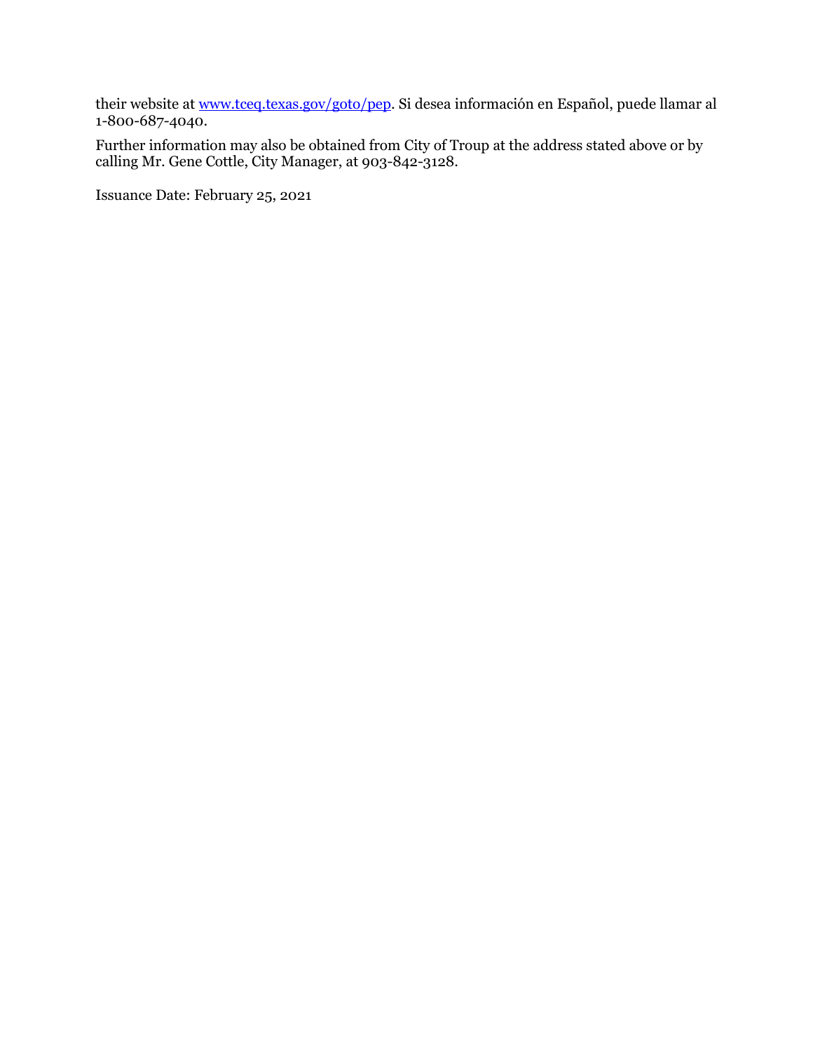their website at [www.tceq.texas.gov/goto/pep](www.tceq.texas.gov/goto/pep). Si desea información en Español, puede llamar al 1-800-687-4040.

Further information may also be obtained from City of Troup at the address stated above or by calling Mr. Gene Cottle, City Manager, at 903-842-3128.

Issuance Date: February 25, 2021